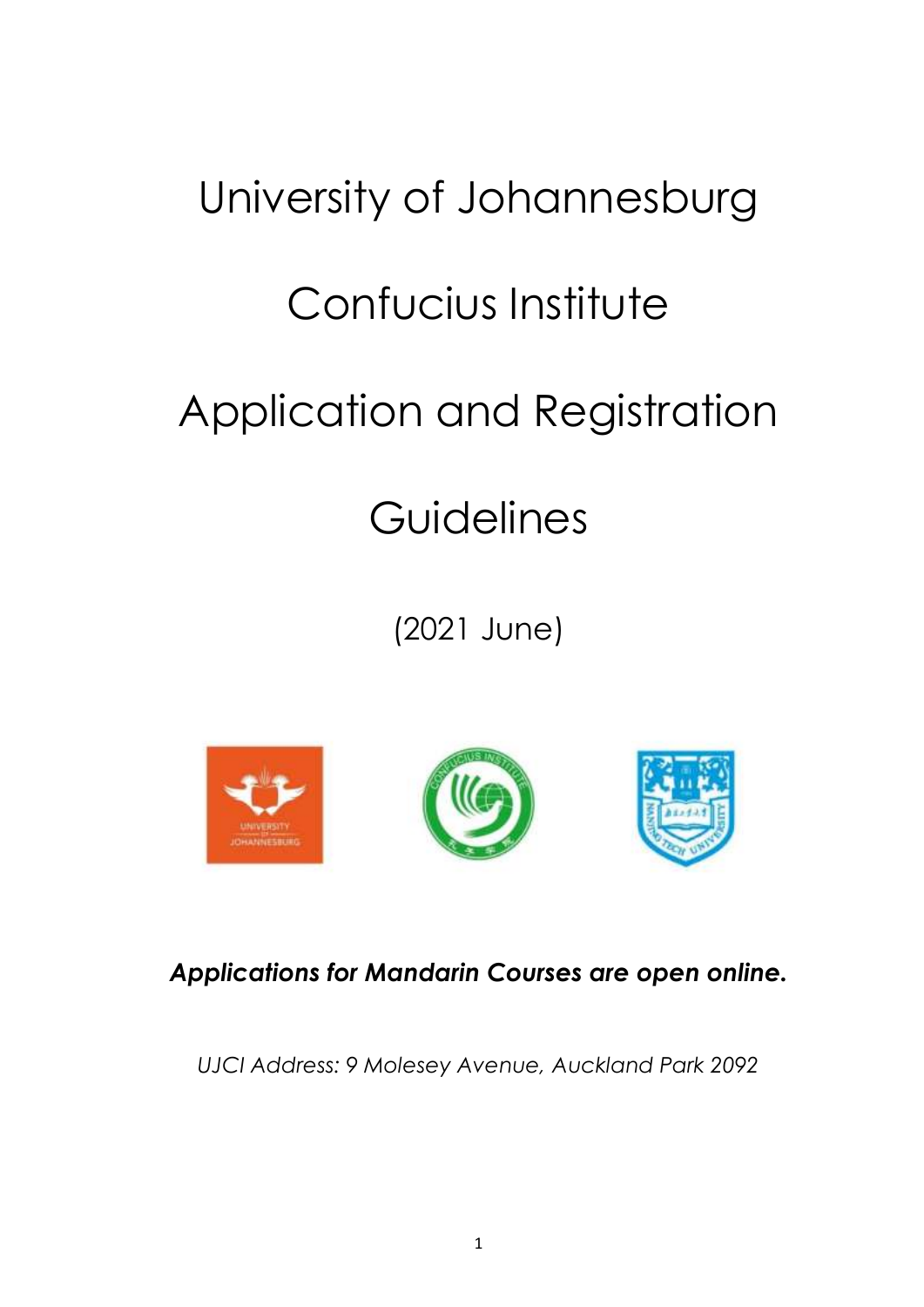# University of Johannesburg

# Confucius Institute

# Application and Registration

# Guidelines

(2021 June)

***Applications for Mandarin Courses are open online.***

*UJCI Address: 9 Molesey Avenue, Auckland Park 2092*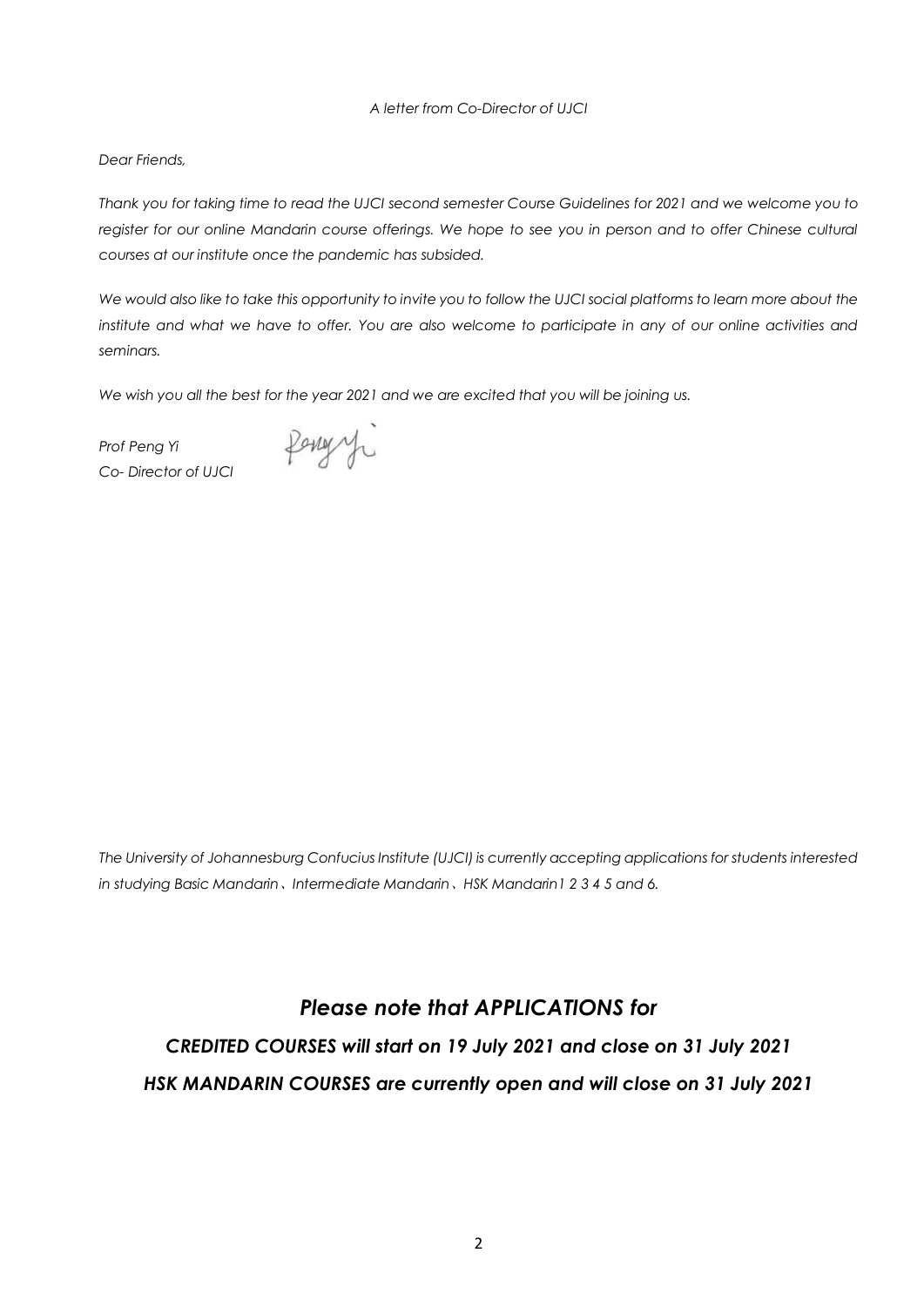*A letter from Co-Director of UJCI*

*Dear Friends,*

*Thank you for taking time to read the UJCI second semester Course Guidelines for 2021 and we welcome you to register for our online Mandarin course offerings. We hope to see you in person and to offer Chinese cultural courses at our institute once the pandemic has subsided.*

*We would also like to take this opportunity to invite you to follow the UJCI social platforms to learn more about the institute and what we have to offer. You are also welcome to participate in any of our online activities and seminars.*

*We wish you all the best for the year 2021 and we are excited that you will be joining us.*

*Prof Peng Yi*
*Co- Director of UJCI*

*The University of Johannesburg Confucius Institute (UJCI) is currently accepting applications for students interested in studying Basic Mandarin、Intermediate Mandarin、HSK Mandarin1 2 3 4 5 and 6.*

## *Please note that APPLICATIONS for*

### *CREDITED COURSES will start on 19 July 2021 and close on 31 July 2021*

### *HSK MANDARIN COURSES are currently open and will close on 31 July 2021*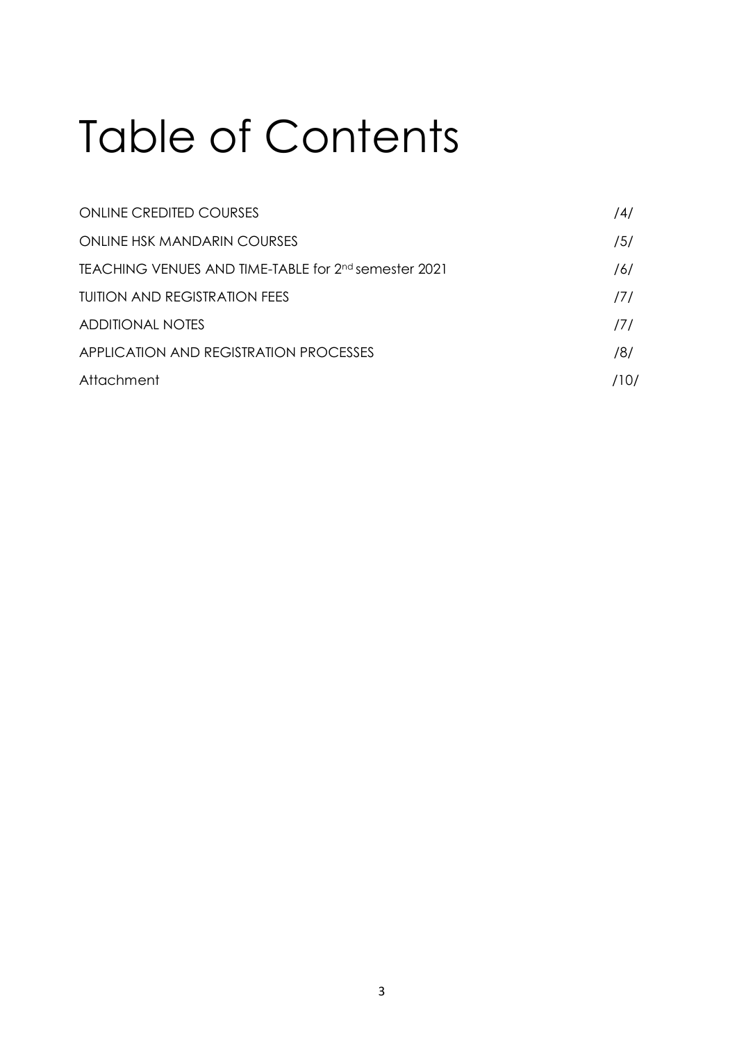# Table of Contents

| | |
|---|---|
| ONLINE CREDITED COURSES | /4/ |
| ONLINE HSK MANDARIN COURSES | /5/ |
| TEACHING VENUES AND TIME-TABLE for 2nd semester 2021 | /6/ |
| TUITION AND REGISTRATION FEES | /7/ |
| ADDITIONAL NOTES | /7/ |
| APPLICATION AND REGISTRATION PROCESSES | /8/ |
| Attachment | /10/ |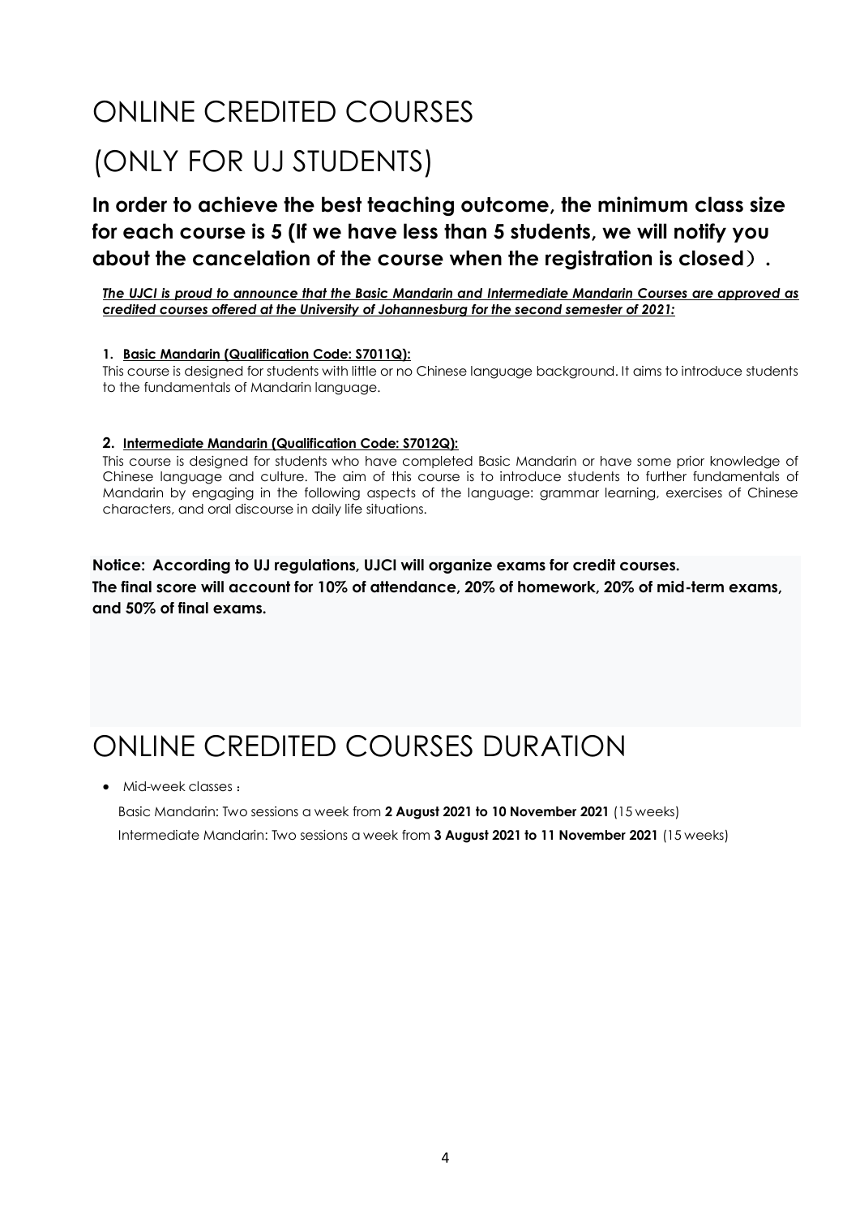# ONLINE CREDITED COURSES

# (ONLY FOR UJ STUDENTS)

## In order to achieve the best teaching outcome, the minimum class size for each course is 5 (If we have less than 5 students, we will notify you about the cancelation of the course when the registration is closed）.

***The UJCI is proud to announce that the Basic Mandarin and Intermediate Mandarin Courses are approved as credited courses offered at the University of Johannesburg for the second semester of 2021:***

1. **Basic Mandarin (Qualification Code: S7011Q):**

   This course is designed for students with little or no Chinese language background. It aims to introduce students to the fundamentals of Mandarin language.

2. **Intermediate Mandarin (Qualification Code: S7012Q):**

   This course is designed for students who have completed Basic Mandarin or have some prior knowledge of Chinese language and culture. The aim of this course is to introduce students to further fundamentals of Mandarin by engaging in the following aspects of the language: grammar learning, exercises of Chinese characters, and oral discourse in daily life situations.

**Notice: According to UJ regulations, UJCI will organize exams for credit courses.**
**The final score will account for 10% of attendance, 20% of homework, 20% of mid-term exams, and 50% of final exams.**

# ONLINE CREDITED COURSES DURATION

- Mid-week classes：

  Basic Mandarin: Two sessions a week from **2 August 2021 to 10 November 2021** (15 weeks)

  Intermediate Mandarin: Two sessions a week from **3 August 2021 to 11 November 2021** (15 weeks)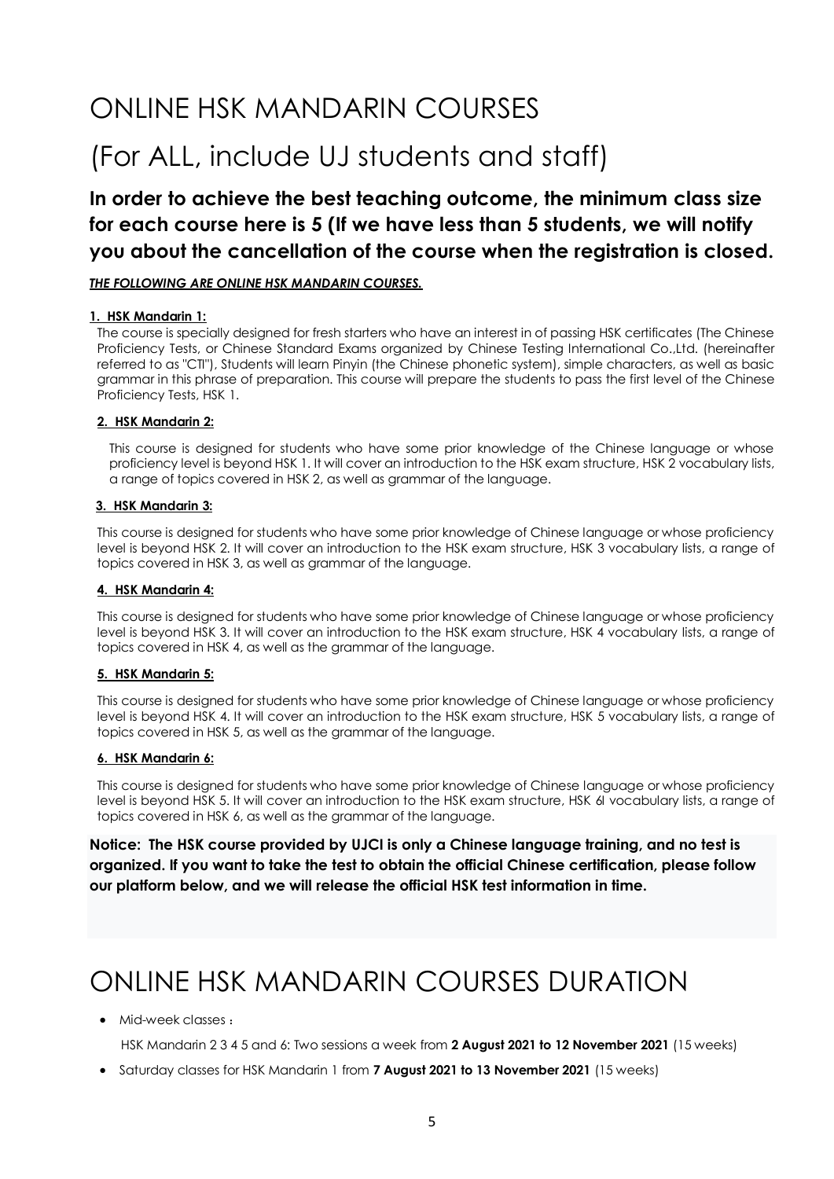# ONLINE HSK MANDARIN COURSES

# (For ALL, include UJ students and staff)

## In order to achieve the best teaching outcome, the minimum class size for each course here is 5 (If we have less than 5 students, we will notify you about the cancellation of the course when the registration is closed.

***THE FOLLOWING ARE ONLINE HSK MANDARIN COURSES.***

**1. HSK Mandarin 1:**

The course is specially designed for fresh starters who have an interest in of passing HSK certificates (The Chinese Proficiency Tests, or Chinese Standard Exams organized by Chinese Testing International Co.,Ltd. (hereinafter referred to as "CTI"), Students will learn Pinyin (the Chinese phonetic system), simple characters, as well as basic grammar in this phrase of preparation. This course will prepare the students to pass the first level of the Chinese Proficiency Tests, HSK 1.

**2. HSK Mandarin 2:**

This course is designed for students who have some prior knowledge of the Chinese language or whose proficiency level is beyond HSK 1. It will cover an introduction to the HSK exam structure, HSK 2 vocabulary lists, a range of topics covered in HSK 2, as well as grammar of the language.

**3. HSK Mandarin 3:**

This course is designed for students who have some prior knowledge of Chinese language or whose proficiency level is beyond HSK 2. It will cover an introduction to the HSK exam structure, HSK 3 vocabulary lists, a range of topics covered in HSK 3, as well as grammar of the language.

**4. HSK Mandarin 4:**

This course is designed for students who have some prior knowledge of Chinese language or whose proficiency level is beyond HSK 3. It will cover an introduction to the HSK exam structure, HSK 4 vocabulary lists, a range of topics covered in HSK 4, as well as the grammar of the language.

**5. HSK Mandarin 5:**

This course is designed for students who have some prior knowledge of Chinese language or whose proficiency level is beyond HSK 4. It will cover an introduction to the HSK exam structure, HSK 5 vocabulary lists, a range of topics covered in HSK 5, as well as the grammar of the language.

**6. HSK Mandarin 6:**

This course is designed for students who have some prior knowledge of Chinese language or whose proficiency level is beyond HSK 5. It will cover an introduction to the HSK exam structure, HSK 6l vocabulary lists, a range of topics covered in HSK 6, as well as the grammar of the language.

**Notice: The HSK course provided by UJCI is only a Chinese language training, and no test is organized. If you want to take the test to obtain the official Chinese certification, please follow our platform below, and we will release the official HSK test information in time.**

# ONLINE HSK MANDARIN COURSES DURATION

- Mid-week classes：

  HSK Mandarin 2 3 4 5 and 6: Two sessions a week from **2 August 2021 to 12 November 2021** (15 weeks)

- Saturday classes for HSK Mandarin 1 from **7 August 2021 to 13 November 2021** (15 weeks)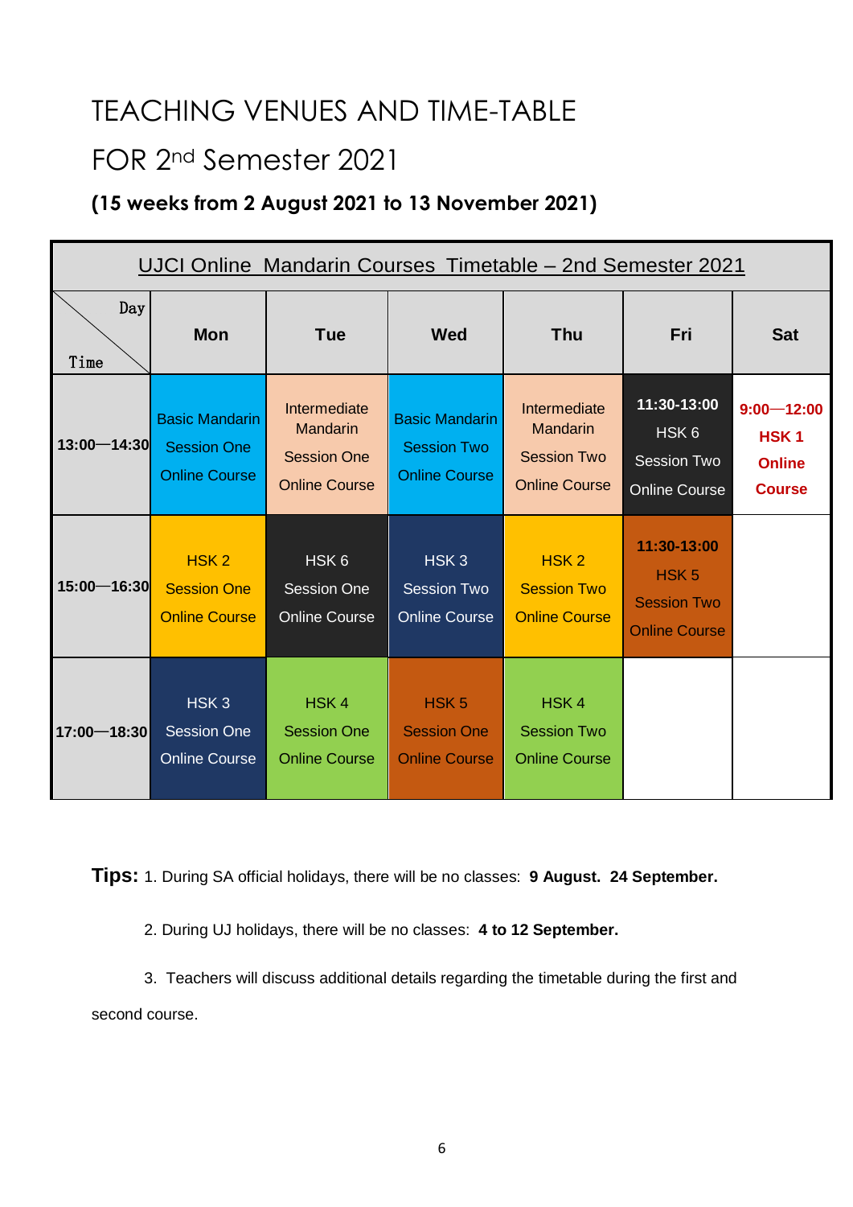# TEACHING VENUES AND TIME-TABLE

# FOR 2nd Semester 2021

**(15 weeks from 2 August 2021 to 13 November 2021)**

| UJCI Online Mandarin Courses Timetable – 2nd Semester 2021 | | | | | | |
|---|---|---|---|---|---|---|
| Day / Time | **Mon** | **Tue** | **Wed** | **Thu** | **Fri** | **Sat** |
| **13:00—14:30** | Basic Mandarin Session One Online Course | Intermediate Mandarin Session One Online Course | Basic Mandarin Session Two Online Course | Intermediate Mandarin Session Two Online Course | **11:30-13:00** HSK 6 Session Two Online Course | **9:00—12:00 HSK 1 Online Course** |
| **15:00—16:30** | HSK 2 Session One Online Course | HSK 6 Session One Online Course | HSK 3 Session Two Online Course | HSK 2 Session Two Online Course | **11:30-13:00** HSK 5 Session Two Online Course | |
| **17:00—18:30** | HSK 3 Session One Online Course | HSK 4 Session One Online Course | HSK 5 Session One Online Course | HSK 4 Session Two Online Course | | |

**Tips:** 1. During SA official holidays, there will be no classes: **9 August. 24 September.**

2. During UJ holidays, there will be no classes: **4 to 12 September.**

3. Teachers will discuss additional details regarding the timetable during the first and second course.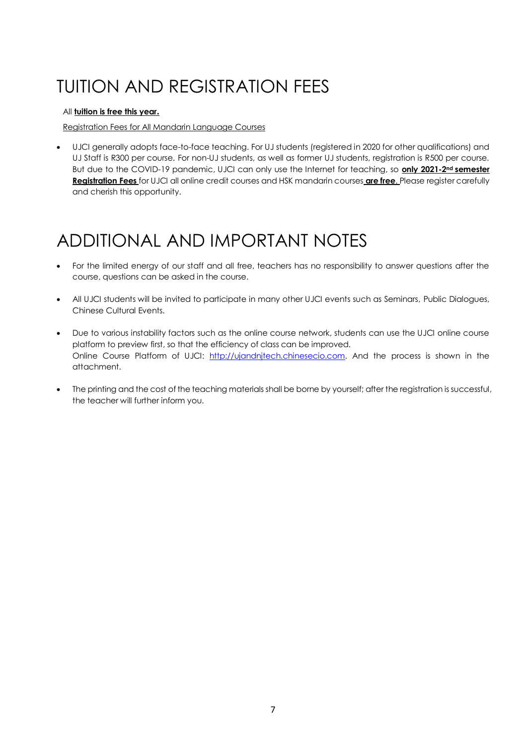# TUITION AND REGISTRATION FEES

All **tuition is free this year.**

Registration Fees for All Mandarin Language Courses

- UJCI generally adopts face-to-face teaching. For UJ students (registered in 2020 for other qualifications) and UJ Staff is R300 per course. For non-UJ students, as well as former UJ students, registration is R500 per course. But due to the COVID-19 pandemic, UJCI can only use the Internet for teaching, so **only 2021-2nd semester Registration Fees** for UJCI all online credit courses and HSK mandarin courses **are free**. Please register carefully and cherish this opportunity.

# ADDITIONAL AND IMPORTANT NOTES

- For the limited energy of our staff and all free, teachers has no responsibility to answer questions after the course, questions can be asked in the course.
- All UJCI students will be invited to participate in many other UJCI events such as Seminars, Public Dialogues, Chinese Cultural Events.
- Due to various instability factors such as the online course network, students can use the UJCI online course platform to preview first, so that the efficiency of class can be improved.
  Online Course Platform of UJCI: [http://ujandnjtech.chinesecio.com](http://ujandnjtech.chinesecio.com). And the process is shown in the attachment.
- The printing and the cost of the teaching materials shall be borne by yourself; after the registration is successful, the teacher will further inform you.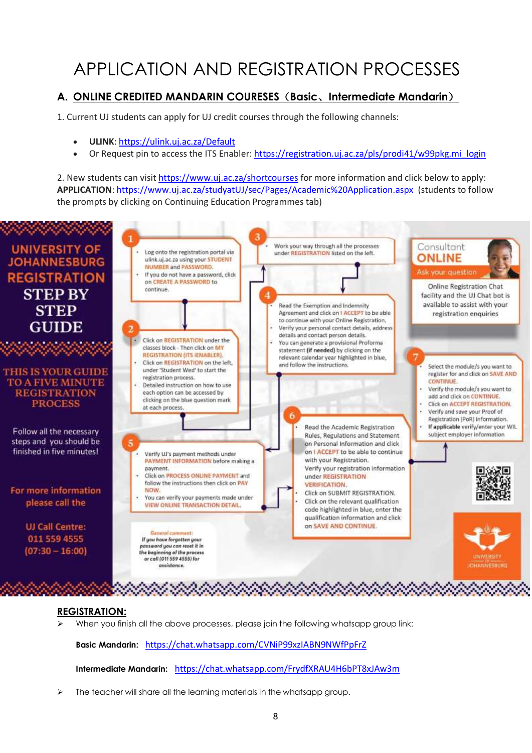# APPLICATION AND REGISTRATION PROCESSES

## A. ONLINE CREDITED MANDARIN COURESES（Basic、Intermediate Mandarin）

1. Current UJ students can apply for UJ credit courses through the following channels:

- **ULINK**: https://ulink.uj.ac.za/Default
- Or Request pin to access the ITS Enabler: https://registration.uj.ac.za/pls/prodi41/w99pkg.mi_login

2. New students can visit https://www.uj.ac.za/shortcourses for more information and click below to apply: **APPLICATION**: https://www.uj.ac.za/studyatUJ/sec/Pages/Academic%20Application.aspx (students to follow the prompts by clicking on Continuing Education Programmes tab)

**UNIVERSITY OF JOHANNESBURG REGISTRATION STEP BY STEP GUIDE**

**THIS IS YOUR GUIDE TO A FIVE MINUTE REGISTRATION PROCESS**

Follow all the necessary steps and you should be finished in five minutes!

For more information please call the UJ Call Centre: 011 559 4555 (07:30 – 16:00)

**1**
- Log onto the registration portal via ulink.uj.ac.za using your STUDENT NUMBER and PASSWORD.
- If you do not have a password, click on CREATE A PASSWORD to continue.

**2**
- Click on REGISTRATION under the classes block - Then click on MY REGISTRATION (ITS iENABLER).
- Click on REGISTRATION on the left, under 'Student Wed' to start the registration process.
- Detailed instruction on how to use each option can be accessed by clicking on the blue question mark at each process.

**3**
Work your way through all the processes under REGISTRATION listed on the left.

**4**
- Read the Exemption and Indemnity Agreement and click on I ACCEPT to be able to continue with your Online Registration.
- Verify your personal contact details, address details and contact person details.
- You can generate a provisional Proforma statement (**if needed**) by clicking on the relevant calendar year highlighted in blue, and follow the instructions.

**5**
- Verify UJ's payment methods under PAYMENT INFORMATION before making a payment.
- Click on PROCESS ONLINE PAYMENT and follow the instructions then click on PAY NOW.
- You can verify your payments made under VIEW ONLINE TRANSACTION DETAIL.

**6**
Read the Academic Registration Rules, Regulations and Statement on Personal Information and click on I ACCEPT to be able to continue with your Registration.
Verify your registration information under REGISTRATION VERIFICATION.
Click on SUBMIT REGISTRATION.
Click on the relevant qualification code highlighted in blue, enter the qualification information and click on SAVE AND CONTINUE.

**7**
- Select the module/s you want to register for and click on SAVE AND CONTINUE.
- Verify the module/s you want to add and click on CONTINUE.
- Click on ACCEPT REGISTRATION.
- Verify and save your Proof of Registration (PoR) information.
- **If applicable** verify/enter your WIL subject employer information

Consultant ONLINE
Ask your question

Online Registration Chat facility and the UJ Chat bot is available to assist with your registration enquiries

*General comment: If you have forgotten your password you can reset it in the beginning of the process or call (011 559 4555) for assistance.*

UNIVERSITY OF JOHANNESBURG

## REGISTRATION:

- When you finish all the above processes, please join the following whatsapp group link:

  **Basic Mandarin:** https://chat.whatsapp.com/CVNiP99xzIABN9NWfPpFrZ

  **Intermediate Mandarin:** https://chat.whatsapp.com/FrydfXRAU4H6bPT8xJAw3m

- The teacher will share all the learning materials in the whatsapp group.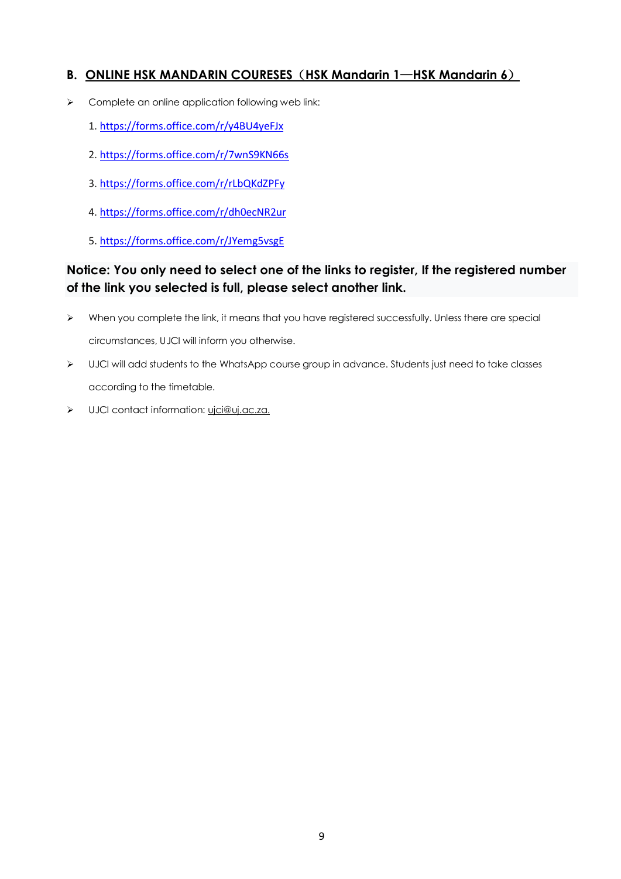## B. ONLINE HSK MANDARIN COURESES（HSK Mandarin 1—HSK Mandarin 6）

- Complete an online application following web link:

  1. https://forms.office.com/r/y4BU4yeFJx
  2. https://forms.office.com/r/7wnS9KN66s
  3. https://forms.office.com/r/rLbQKdZPFy
  4. https://forms.office.com/r/dh0ecNR2ur
  5. https://forms.office.com/r/JYemg5vsgE

**Notice: You only need to select one of the links to register, If the registered number of the link you selected is full, please select another link.**

- When you complete the link, it means that you have registered successfully. Unless there are special circumstances, UJCI will inform you otherwise.
- UJCI will add students to the WhatsApp course group in advance. Students just need to take classes according to the timetable.
- UJCI contact information: ujci@uj.ac.za.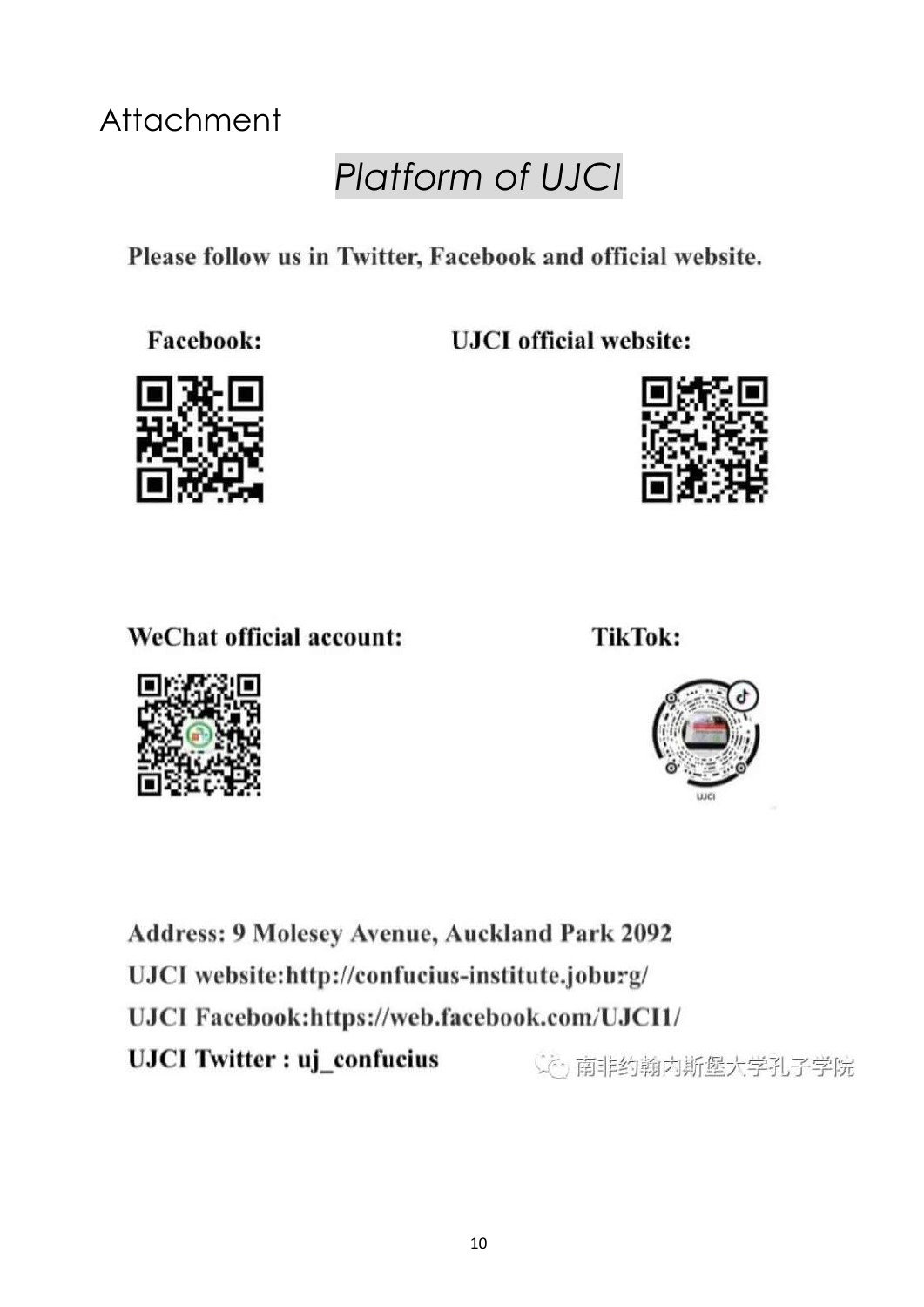Attachment

## *Platform of UJCI*

**Please follow us in Twitter, Facebook and official website.**

**Facebook:**

**UJCI official website:**

**WeChat official account:**

**TikTok:**

UJCI

**Address: 9 Molesey Avenue, Auckland Park 2092**

**UJCI website:http://confucius-institute.joburg/**

**UJCI Facebook:https://web.facebook.com/UJCI1/**

**UJCI Twitter : uj_confucius**

南非约翰内斯堡大学孔子学院